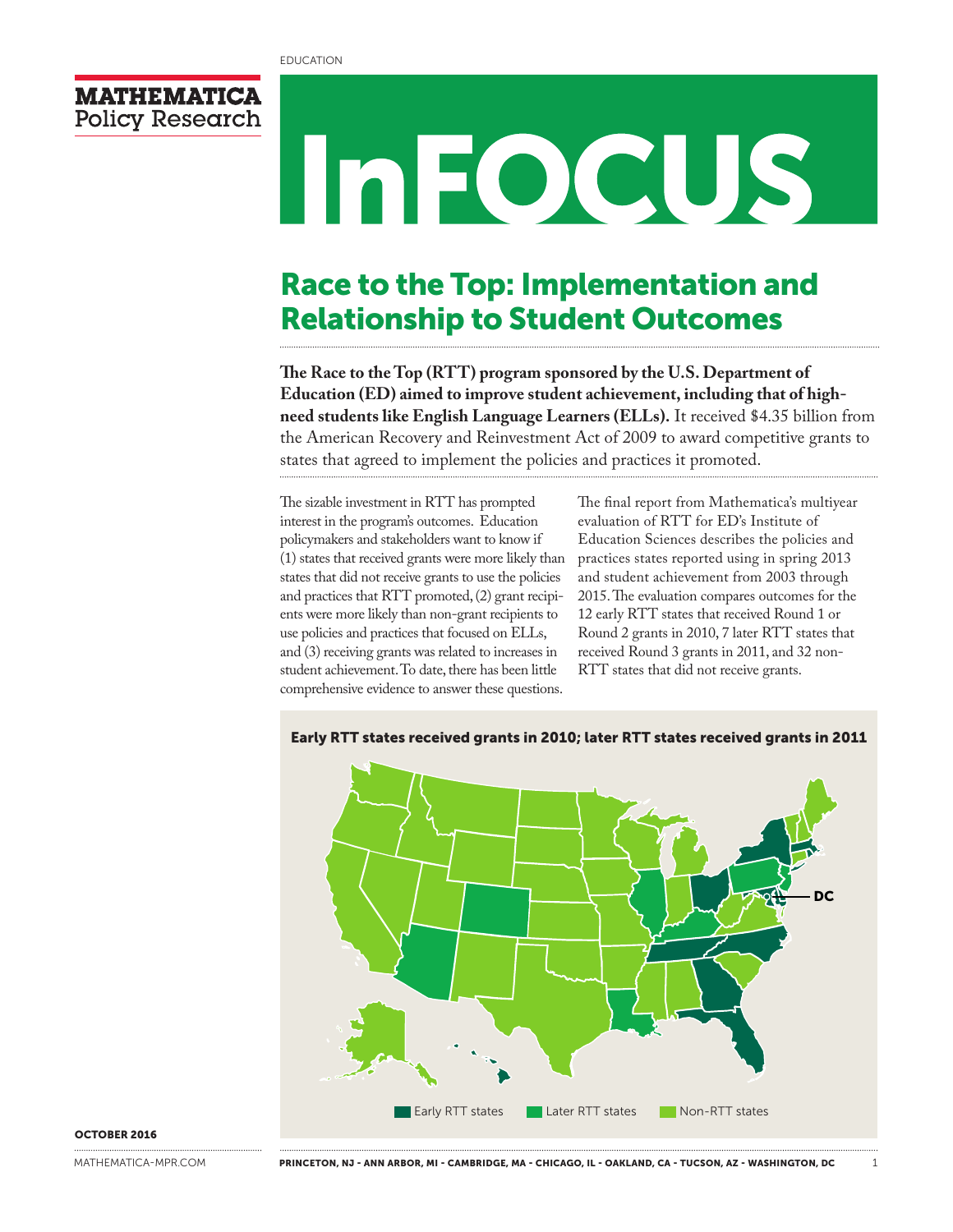EDUCATION

MATHEMATICA Policy Research

# InFOCUS

## Race to the Top: Implementation and Relationship to Student Outcomes

**The Race to the Top (RTT) program sponsored by the U.S. Department of Education (ED) aimed to improve student achievement, including that of high-need students like English Language Learners (ELLs).** It received $4.35 billion from the American Recovery and Reinvestment Act of 2009 to award competitive grants to states that agreed to implement the policies and practices it promoted.

The sizable investment in RTT has prompted interest in the program's outcomes. Education policymakers and stakeholders want to know if (1) states that received grants were more likely than states that did not receive grants to use the policies and practices that RTT promoted, (2) grant recipients were more likely than non-grant recipients to use policies and practices that focused on ELLs, and (3) receiving grants was related to increases in student achievement. To date, there has been little comprehensive evidence to answer these questions.

The final report from Mathematica's multiyear evaluation of RTT for ED's Institute of Education Sciences describes the policies and practices states reported using in spring 2013 and student achievement from 2003 through 2015. The evaluation compares outcomes for the 12 early RTT states that received Round 1 or Round 2 grants in 2010, 7 later RTT states that received Round 3 grants in 2011, and 32 non-RTT states that did not receive grants.

**Early RTT states received grants in 2010; later RTT states received grants in 2011**

DC

Early RTT states
Later RTT states
Non-RTT states

OCTOBER 2016

MATHEMATICA-MPR.COM

PRINCETON, NJ - ANN ARBOR, MI - CAMBRIDGE, MA - CHICAGO, IL - OAKLAND, CA - TUCSON, AZ - WASHINGTON, DC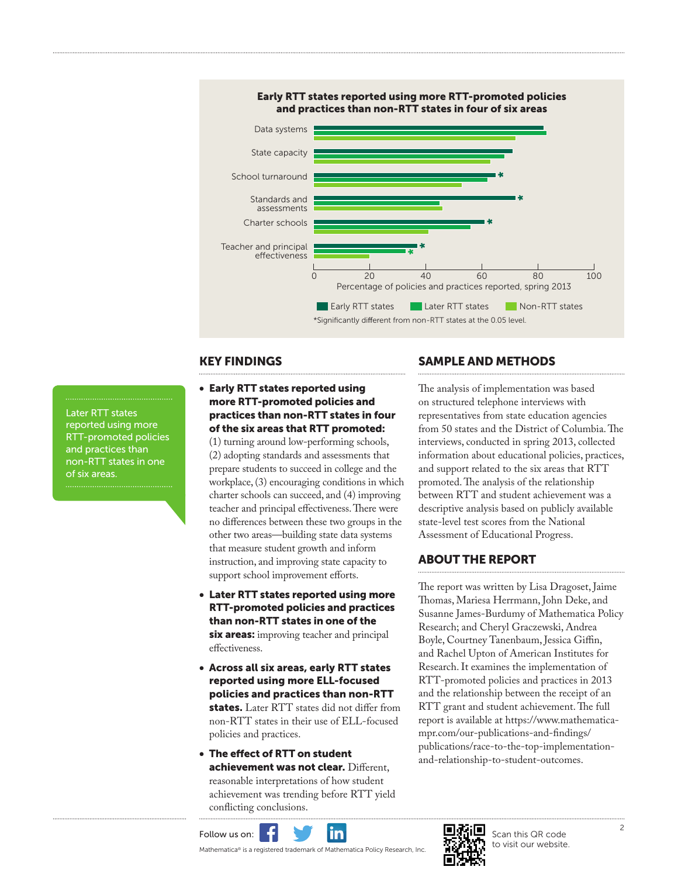**Early RTT states reported using more RTT-promoted policies and practices than non-RTT states in four of six areas**

Data systems

State capacity

School turnaround *

Standards and assessments *

Charter schools *

Teacher and principal effectiveness * *

0 20 40 60 80 100

Percentage of policies and practices reported, spring 2013

Early RTT states | Later RTT states | Non-RTT states

*Significantly different from non-RTT states at the 0.05 level.

## KEY FINDINGS

- **Early RTT states reported using more RTT-promoted policies and practices than non-RTT states in four of the six areas that RTT promoted:** (1) turning around low-performing schools, (2) adopting standards and assessments that prepare students to succeed in college and the workplace, (3) encouraging conditions in which charter schools can succeed, and (4) improving teacher and principal effectiveness. There were no differences between these two groups in the other two areas—building state data systems that measure student growth and inform instruction, and improving state capacity to support school improvement efforts.
- **Later RTT states reported using more RTT-promoted policies and practices than non-RTT states in one of the six areas:** improving teacher and principal effectiveness.
- **Across all six areas, early RTT states reported using more ELL-focused policies and practices than non-RTT states.** Later RTT states did not differ from non-RTT states in their use of ELL-focused policies and practices.
- **The effect of RTT on student achievement was not clear.** Different, reasonable interpretations of how student achievement was trending before RTT yield conflicting conclusions.

Later RTT states reported using more RTT-promoted policies and practices than non-RTT states in one of six areas.

## SAMPLE AND METHODS

The analysis of implementation was based on structured telephone interviews with representatives from state education agencies from 50 states and the District of Columbia. The interviews, conducted in spring 2013, collected information about educational policies, practices, and support related to the six areas that RTT promoted. The analysis of the relationship between RTT and student achievement was a descriptive analysis based on publicly available state-level test scores from the National Assessment of Educational Progress.

## ABOUT THE REPORT

The report was written by Lisa Dragoset, Jaime Thomas, Mariesa Herrmann, John Deke, and Susanne James-Burdumy of Mathematica Policy Research; and Cheryl Graczewski, Andrea Boyle, Courtney Tanenbaum, Jessica Giffin, and Rachel Upton of American Institutes for Research. It examines the implementation of RTT-promoted policies and practices in 2013 and the relationship between the receipt of an RTT grant and student achievement. The full report is available at https://www.mathematica-mpr.com/our-publications-and-findings/publications/race-to-the-top-implementation-and-relationship-to-student-outcomes.

Follow us on:

Mathematica® is a registered trademark of Mathematica Policy Research, Inc.

Scan this QR code to visit our website.